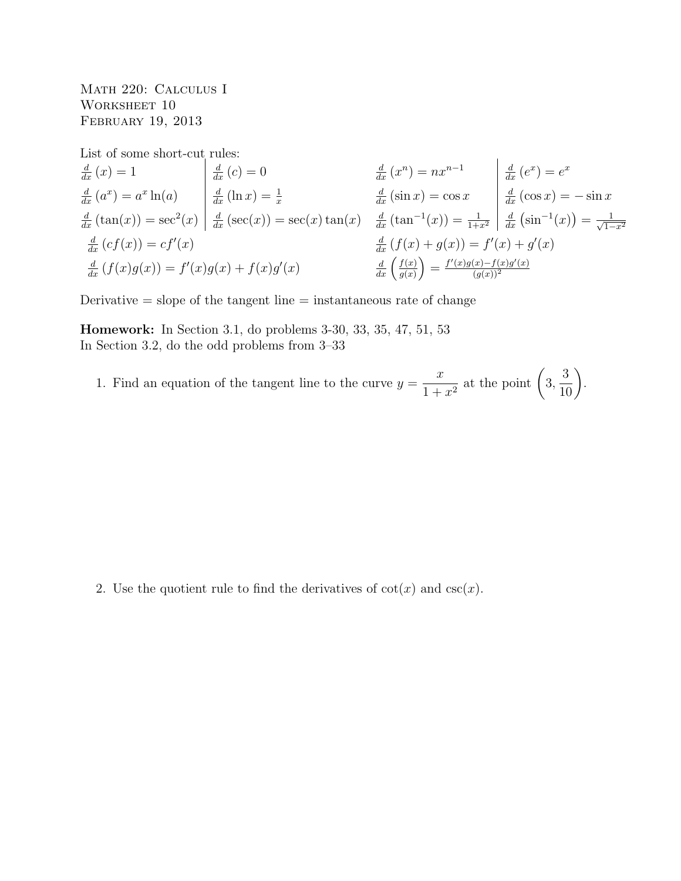Math 220: Calculus I
Worksheet 10
February 19, 2013

List of some short-cut rules:

| | | | |
|---|---|---|---|
| $\frac{d}{dx}(x) = 1$ | $\frac{d}{dx}(c) = 0$ | $\frac{d}{dx}(x^n) = nx^{n-1}$ | $\frac{d}{dx}(e^x) = e^x$ |
| $\frac{d}{dx}(a^x) = a^x \ln(a)$ | $\frac{d}{dx}(\ln x) = \frac{1}{x}$ | $\frac{d}{dx}(\sin x) = \cos x$ | $\frac{d}{dx}(\cos x) = -\sin x$ |
| $\frac{d}{dx}(\tan(x)) = \sec^2(x)$ | $\frac{d}{dx}(\sec(x)) = \sec(x)\tan(x)$ | $\frac{d}{dx}(\tan^{-1}(x)) = \frac{1}{1+x^2}$ | $\frac{d}{dx}\left(\sin^{-1}(x)\right) = \frac{1}{\sqrt{1-x^2}}$ |

$\frac{d}{dx}(cf(x)) = cf'(x)$ $\qquad$ $\frac{d}{dx}(f(x)+g(x)) = f'(x) + g'(x)$

$\frac{d}{dx}(f(x)g(x)) = f'(x)g(x) + f(x)g'(x)$ $\qquad$ $\frac{d}{dx}\left(\frac{f(x)}{g(x)}\right) = \frac{f'(x)g(x)-f(x)g'(x)}{(g(x))^2}$

Derivative = slope of the tangent line = instantaneous rate of change

**Homework:** In Section 3.1, do problems 3-30, 33, 35, 47, 51, 53
In Section 3.2, do the odd problems from 3–33

1. Find an equation of the tangent line to the curve $y = \dfrac{x}{1+x^2}$ at the point $\left(3, \dfrac{3}{10}\right)$.

2. Use the quotient rule to find the derivatives of $\cot(x)$ and $\csc(x)$.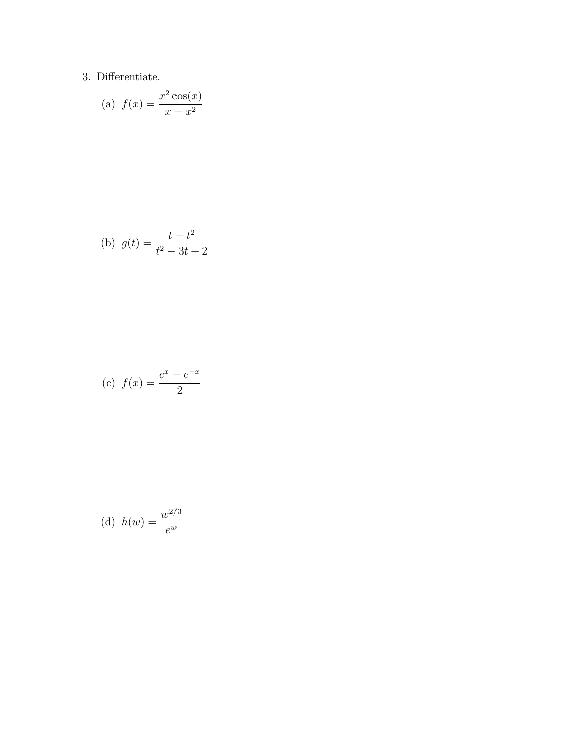3. Differentiate.

   (a) $f(x) = \dfrac{x^2 \cos(x)}{x - x^2}$

   (b) $g(t) = \dfrac{t - t^2}{t^2 - 3t + 2}$

   (c) $f(x) = \dfrac{e^x - e^{-x}}{2}$

   (d) $h(w) = \dfrac{w^{2/3}}{e^w}$